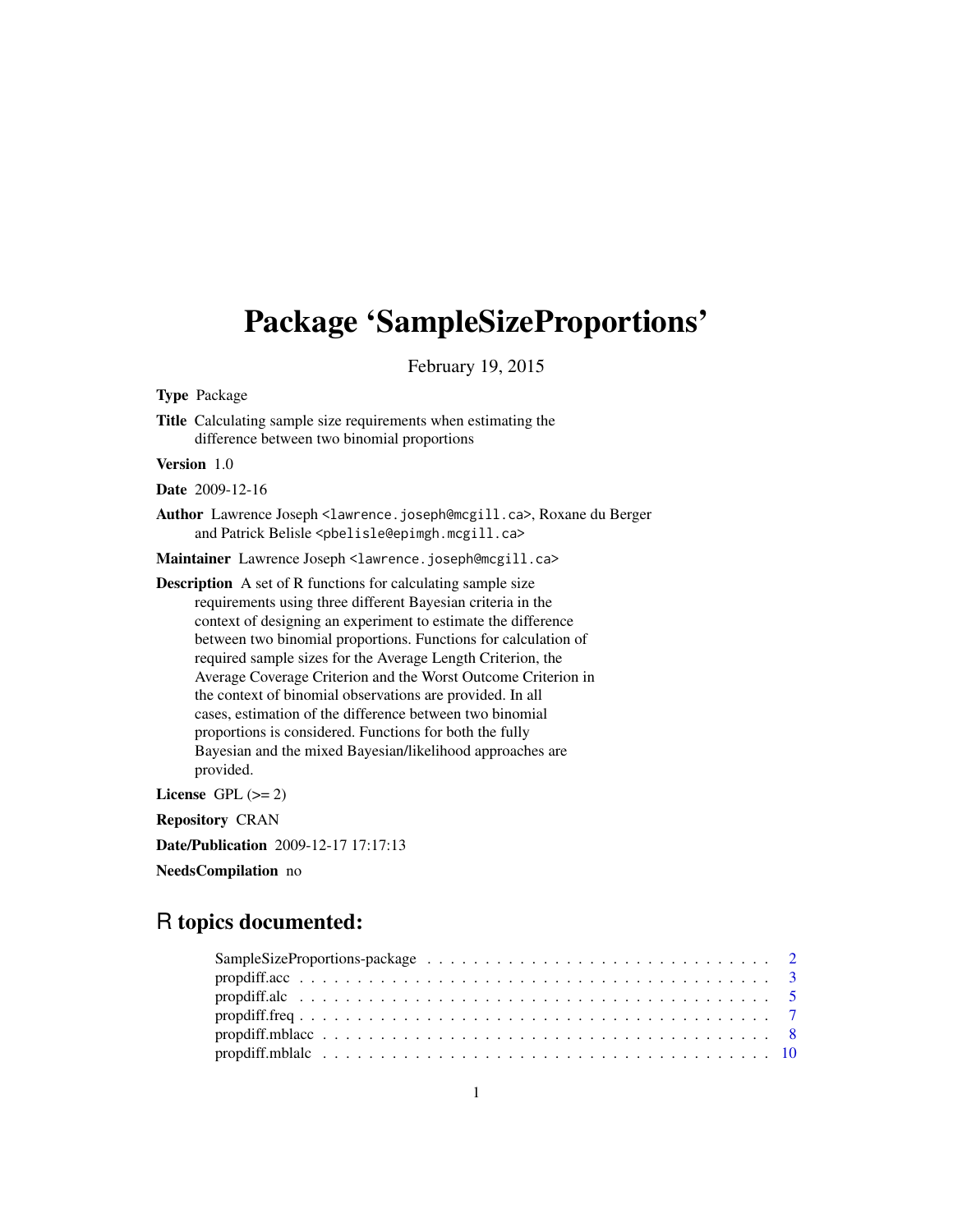# Package 'SampleSizeProportions'

February 19, 2015

**Type** Package

**Title** Calculating sample size requirements when estimating the difference between two binomial proportions

**Version** 1.0

**Date** 2009-12-16

**Author** Lawrence Joseph <lawrence.joseph@mcgill.ca>, Roxane du Berger and Patrick Belisle <pbelisle@epimgh.mcgill.ca>

**Maintainer** Lawrence Joseph <lawrence.joseph@mcgill.ca>

**Description** A set of R functions for calculating sample size requirements using three different Bayesian criteria in the context of designing an experiment to estimate the difference between two binomial proportions. Functions for calculation of required sample sizes for the Average Length Criterion, the Average Coverage Criterion and the Worst Outcome Criterion in the context of binomial observations are provided. In all cases, estimation of the difference between two binomial proportions is considered. Functions for both the fully Bayesian and the mixed Bayesian/likelihood approaches are provided.

**License** GPL (>= 2)

**Repository** CRAN

**Date/Publication** 2009-12-17 17:17:13

**NeedsCompilation** no

## R topics documented:

- SampleSizeProportions-package . . . . . . . . . . . . . . . . . . . . . . . . . . . . . 2
- propdiff.acc . . . . . . . . . . . . . . . . . . . . . . . . . . . . . . . . . . . . . . . 3
- propdiff.alc . . . . . . . . . . . . . . . . . . . . . . . . . . . . . . . . . . . . . . . 5
- propdiff.freq . . . . . . . . . . . . . . . . . . . . . . . . . . . . . . . . . . . . . . . 7
- propdiff.mblacc . . . . . . . . . . . . . . . . . . . . . . . . . . . . . . . . . . . . . 8
- propdiff.mblalc . . . . . . . . . . . . . . . . . . . . . . . . . . . . . . . . . . . . . 10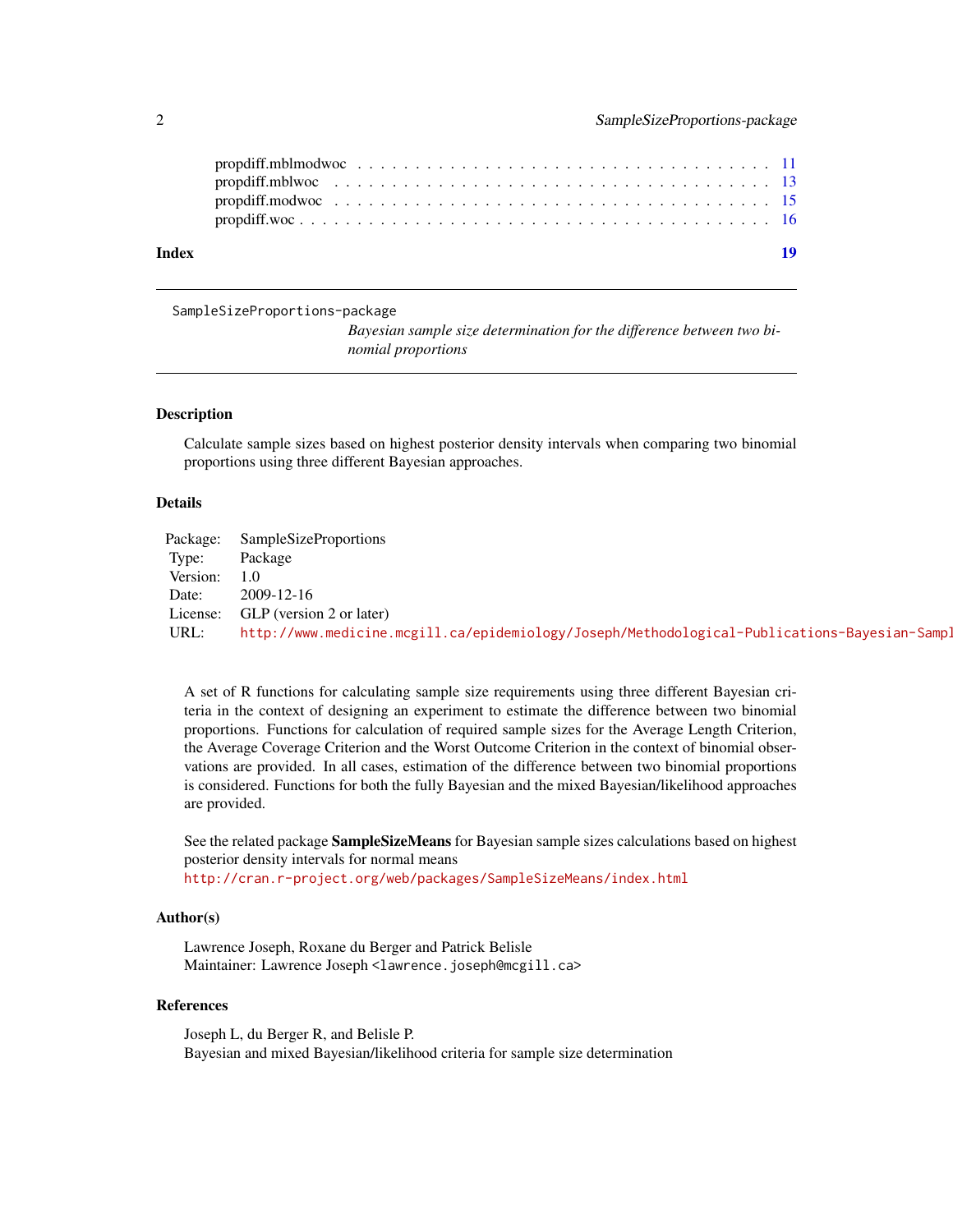| | |
|---|---|
| propdiff.mblmodwoc | 11 |
| propdiff.mblwoc | 13 |
| propdiff.modwoc | 15 |
| propdiff.woc | 16 |

**Index** **19**

---

SampleSizeProportions-package &nbsp;&nbsp;&nbsp; *Bayesian sample size determination for the difference between two binomial proportions*

---

## Description

Calculate sample sizes based on highest posterior density intervals when comparing two binomial proportions using three different Bayesian approaches.

## Details

| | |
|---|---|
| Package: | SampleSizeProportions |
| Type: | Package |
| Version: | 1.0 |
| Date: | 2009-12-16 |
| License: | GLP (version 2 or later) |
| URL: | http://www.medicine.mcgill.ca/epidemiology/Joseph/Methodological-Publications-Bayesian-Sampl |

A set of R functions for calculating sample size requirements using three different Bayesian criteria in the context of designing an experiment to estimate the difference between two binomial proportions. Functions for calculation of required sample sizes for the Average Length Criterion, the Average Coverage Criterion and the Worst Outcome Criterion in the context of binomial observations are provided. In all cases, estimation of the difference between two binomial proportions is considered. Functions for both the fully Bayesian and the mixed Bayesian/likelihood approaches are provided.

See the related package **SampleSizeMeans** for Bayesian sample sizes calculations based on highest posterior density intervals for normal means
http://cran.r-project.org/web/packages/SampleSizeMeans/index.html

## Author(s)

Lawrence Joseph, Roxane du Berger and Patrick Belisle
Maintainer: Lawrence Joseph <lawrence.joseph@mcgill.ca>

## References

Joseph L, du Berger R, and Belisle P.
Bayesian and mixed Bayesian/likelihood criteria for sample size determination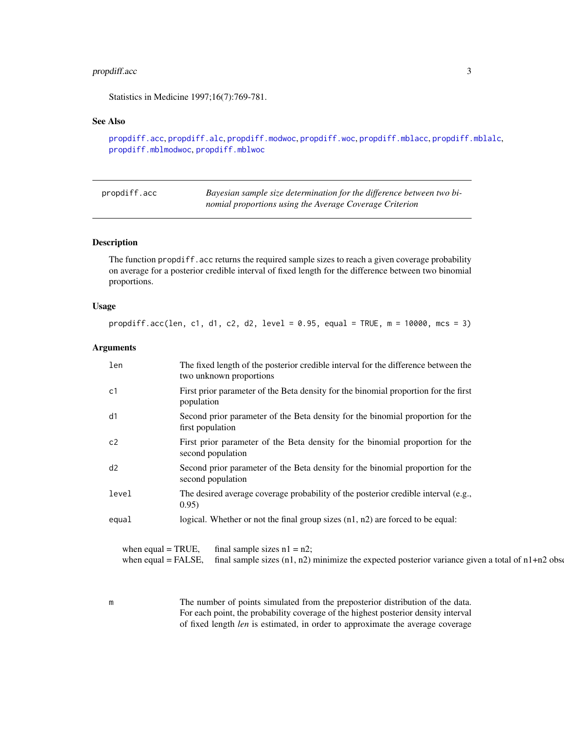Statistics in Medicine 1997;16(7):769-781.

### See Also

propdiff.acc, propdiff.alc, propdiff.modwoc, propdiff.woc, propdiff.mblacc, propdiff.mblalc, propdiff.mblmodwoc, propdiff.mblwoc

---

## propdiff.acc — *Bayesian sample size determination for the difference between two binomial proportions using the Average Coverage Criterion*

### Description

The function `propdiff.acc` returns the required sample sizes to reach a given coverage probability on average for a posterior credible interval of fixed length for the difference between two binomial proportions.

### Usage

```
propdiff.acc(len, c1, d1, c2, d2, level = 0.95, equal = TRUE, m = 10000, mcs = 3)
```

### Arguments

| | |
|---|---|
| `len` | The fixed length of the posterior credible interval for the difference between the two unknown proportions |
| `c1` | First prior parameter of the Beta density for the binomial proportion for the first population |
| `d1` | Second prior parameter of the Beta density for the binomial proportion for the first population |
| `c2` | First prior parameter of the Beta density for the binomial proportion for the second population |
| `d2` | Second prior parameter of the Beta density for the binomial proportion for the second population |
| `level` | The desired average coverage probability of the posterior credible interval (e.g., 0.95) |
| `equal` | logical. Whether or not the final group sizes (n1, n2) are forced to be equal: |

when equal = TRUE, final sample sizes n1 = n2;
when equal = FALSE, final sample sizes (n1, n2) minimize the expected posterior variance given a total of n1+n2 obse

| | |
|---|---|
| `m` | The number of points simulated from the preposterior distribution of the data. For each point, the probability coverage of the highest posterior density interval of fixed length *len* is estimated, in order to approximate the average coverage |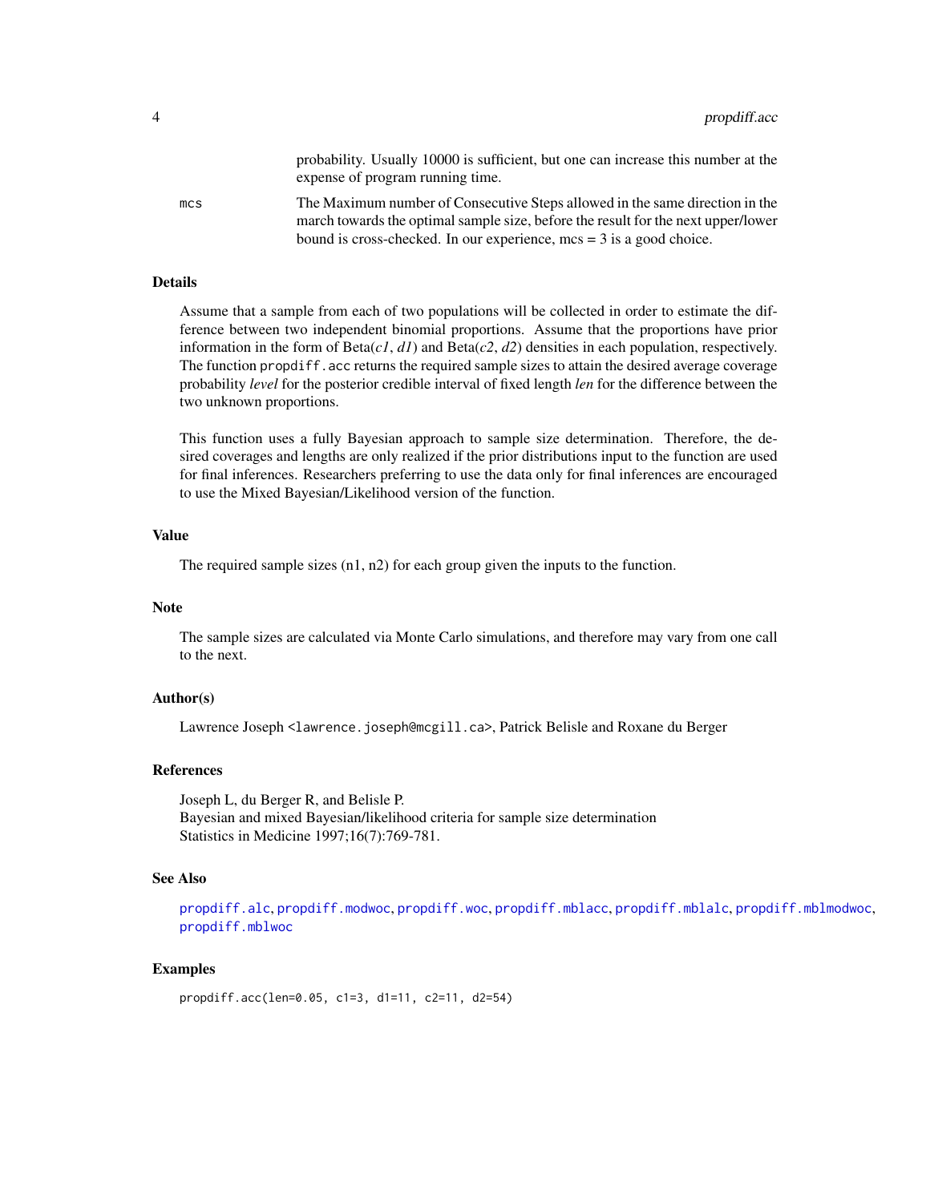probability. Usually 10000 is sufficient, but one can increase this number at the expense of program running time.

mcs
The Maximum number of Consecutive Steps allowed in the same direction in the march towards the optimal sample size, before the result for the next upper/lower bound is cross-checked. In our experience, mcs = 3 is a good choice.

## Details

Assume that a sample from each of two populations will be collected in order to estimate the difference between two independent binomial proportions. Assume that the proportions have prior information in the form of Beta(*c1*, *d1*) and Beta(*c2*, *d2*) densities in each population, respectively. The function `propdiff.acc` returns the required sample sizes to attain the desired average coverage probability *level* for the posterior credible interval of fixed length *len* for the difference between the two unknown proportions.

This function uses a fully Bayesian approach to sample size determination. Therefore, the desired coverages and lengths are only realized if the prior distributions input to the function are used for final inferences. Researchers preferring to use the data only for final inferences are encouraged to use the Mixed Bayesian/Likelihood version of the function.

## Value

The required sample sizes (n1, n2) for each group given the inputs to the function.

## Note

The sample sizes are calculated via Monte Carlo simulations, and therefore may vary from one call to the next.

## Author(s)

Lawrence Joseph <lawrence.joseph@mcgill.ca>, Patrick Belisle and Roxane du Berger

## References

Joseph L, du Berger R, and Belisle P.
Bayesian and mixed Bayesian/likelihood criteria for sample size determination
Statistics in Medicine 1997;16(7):769-781.

## See Also

propdiff.alc, propdiff.modwoc, propdiff.woc, propdiff.mblacc, propdiff.mblalc, propdiff.mblmodwoc, propdiff.mblwoc

## Examples

```
propdiff.acc(len=0.05, c1=3, d1=11, c2=11, d2=54)
```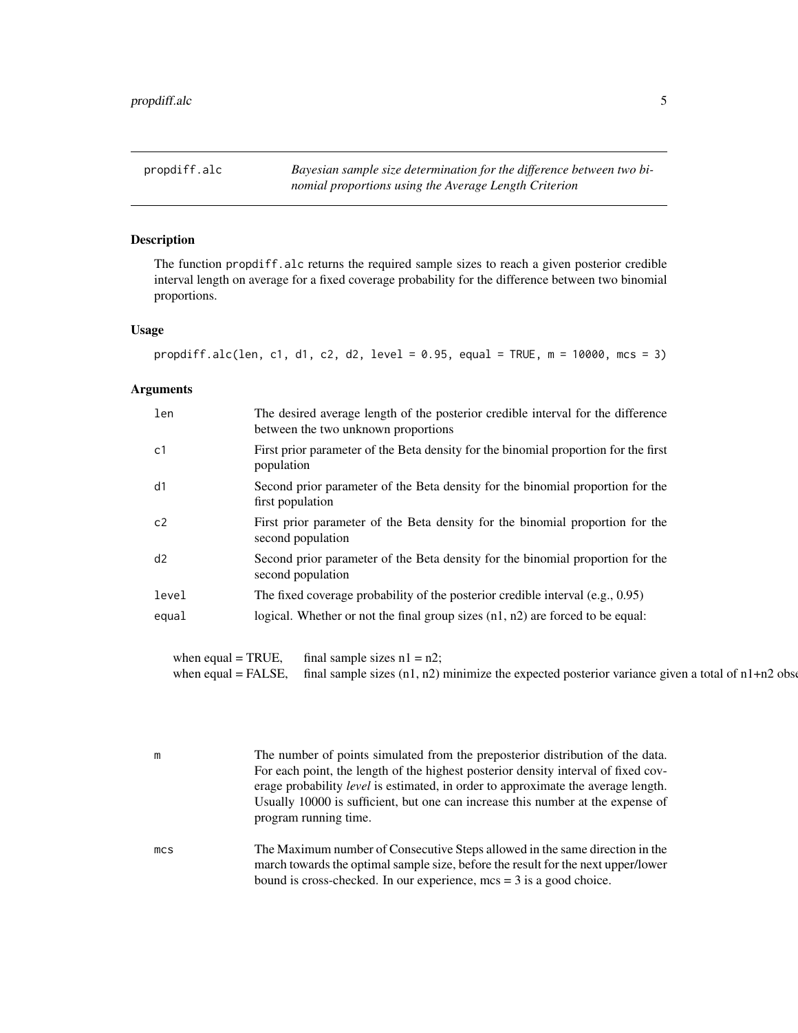## propdiff.alc — *Bayesian sample size determination for the difference between two binomial proportions using the Average Length Criterion*

### Description

The function propdiff.alc returns the required sample sizes to reach a given posterior credible interval length on average for a fixed coverage probability for the difference between two binomial proportions.

### Usage

```
propdiff.alc(len, c1, d1, c2, d2, level = 0.95, equal = TRUE, m = 10000, mcs = 3)
```

### Arguments

| Argument | Description |
|---|---|
| len | The desired average length of the posterior credible interval for the difference between the two unknown proportions |
| c1 | First prior parameter of the Beta density for the binomial proportion for the first population |
| d1 | Second prior parameter of the Beta density for the binomial proportion for the first population |
| c2 | First prior parameter of the Beta density for the binomial proportion for the second population |
| d2 | Second prior parameter of the Beta density for the binomial proportion for the second population |
| level | The fixed coverage probability of the posterior credible interval (e.g., 0.95) |
| equal | logical. Whether or not the final group sizes (n1, n2) are forced to be equal: |

when equal = TRUE, final sample sizes n1 = n2;
when equal = FALSE, final sample sizes (n1, n2) minimize the expected posterior variance given a total of n1+n2 obse

| Argument | Description |
|---|---|
| m | The number of points simulated from the preposterior distribution of the data. For each point, the length of the highest posterior density interval of fixed coverage probability *level* is estimated, in order to approximate the average length. Usually 10000 is sufficient, but one can increase this number at the expense of program running time. |
| mcs | The Maximum number of Consecutive Steps allowed in the same direction in the march towards the optimal sample size, before the result for the next upper/lower bound is cross-checked. In our experience, mcs = 3 is a good choice. |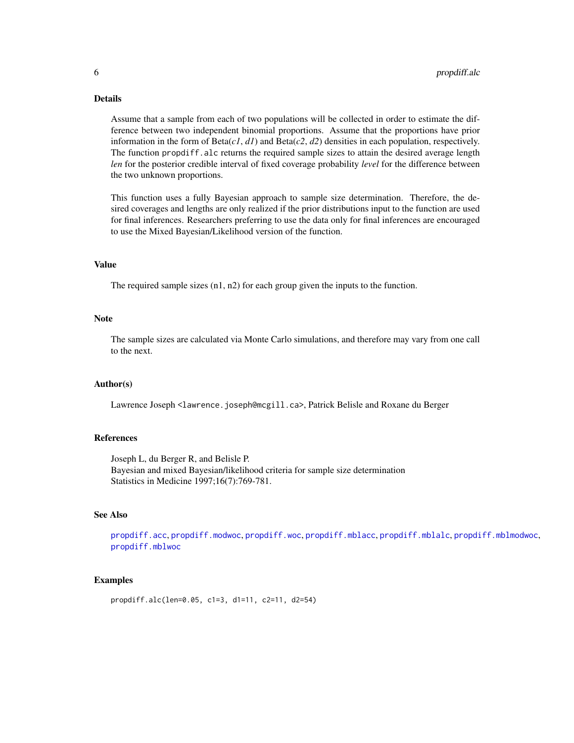## Details

Assume that a sample from each of two populations will be collected in order to estimate the difference between two independent binomial proportions. Assume that the proportions have prior information in the form of Beta(*c1*, *d1*) and Beta(*c2*, *d2*) densities in each population, respectively. The function `propdiff.alc` returns the required sample sizes to attain the desired average length *len* for the posterior credible interval of fixed coverage probability *level* for the difference between the two unknown proportions.

This function uses a fully Bayesian approach to sample size determination. Therefore, the desired coverages and lengths are only realized if the prior distributions input to the function are used for final inferences. Researchers preferring to use the data only for final inferences are encouraged to use the Mixed Bayesian/Likelihood version of the function.

## Value

The required sample sizes (n1, n2) for each group given the inputs to the function.

## Note

The sample sizes are calculated via Monte Carlo simulations, and therefore may vary from one call to the next.

## Author(s)

Lawrence Joseph <lawrence.joseph@mcgill.ca>, Patrick Belisle and Roxane du Berger

## References

Joseph L, du Berger R, and Belisle P.
Bayesian and mixed Bayesian/likelihood criteria for sample size determination
Statistics in Medicine 1997;16(7):769-781.

## See Also

propdiff.acc, propdiff.modwoc, propdiff.woc, propdiff.mblacc, propdiff.mblalc, propdiff.mblmodwoc, propdiff.mblwoc

## Examples

```
propdiff.alc(len=0.05, c1=3, d1=11, c2=11, d2=54)
```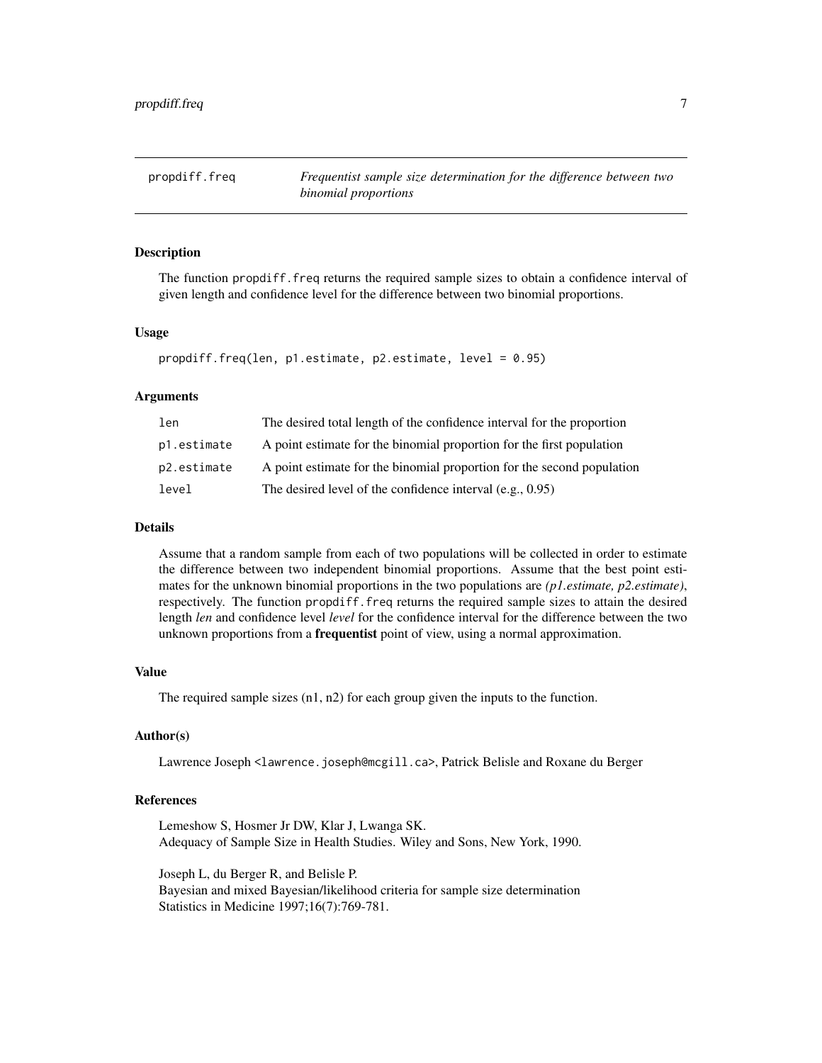# propdiff.freq — *Frequentist sample size determination for the difference between two binomial proportions*

## Description

The function propdiff.freq returns the required sample sizes to obtain a confidence interval of given length and confidence level for the difference between two binomial proportions.

## Usage

```
propdiff.freq(len, p1.estimate, p2.estimate, level = 0.95)
```

## Arguments

| | |
|---|---|
| len | The desired total length of the confidence interval for the proportion |
| p1.estimate | A point estimate for the binomial proportion for the first population |
| p2.estimate | A point estimate for the binomial proportion for the second population |
| level | The desired level of the confidence interval (e.g., 0.95) |

## Details

Assume that a random sample from each of two populations will be collected in order to estimate the difference between two independent binomial proportions. Assume that the best point estimates for the unknown binomial proportions in the two populations are *(p1.estimate, p2.estimate)*, respectively. The function propdiff.freq returns the required sample sizes to attain the desired length *len* and confidence level *level* for the confidence interval for the difference between the two unknown proportions from a **frequentist** point of view, using a normal approximation.

## Value

The required sample sizes (n1, n2) for each group given the inputs to the function.

## Author(s)

Lawrence Joseph <lawrence.joseph@mcgill.ca>, Patrick Belisle and Roxane du Berger

## References

Lemeshow S, Hosmer Jr DW, Klar J, Lwanga SK.
Adequacy of Sample Size in Health Studies. Wiley and Sons, New York, 1990.

Joseph L, du Berger R, and Belisle P.
Bayesian and mixed Bayesian/likelihood criteria for sample size determination
Statistics in Medicine 1997;16(7):769-781.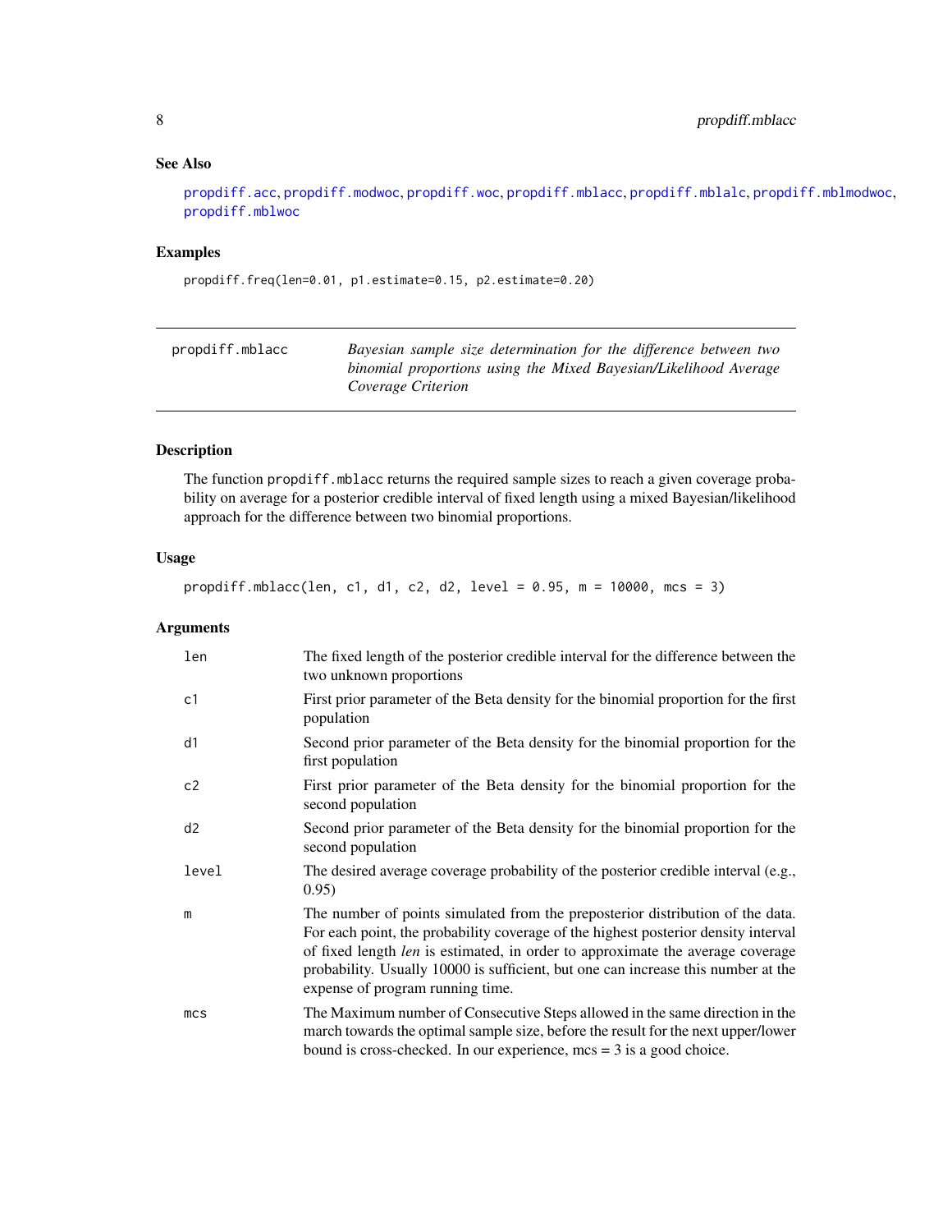### See Also

propdiff.acc, propdiff.modwoc, propdiff.woc, propdiff.mblacc, propdiff.mblalc, propdiff.mblmodwoc, propdiff.mblwoc

### Examples

```
propdiff.freq(len=0.01, p1.estimate=0.15, p2.estimate=0.20)
```

---

## propdiff.mblacc — *Bayesian sample size determination for the difference between two binomial proportions using the Mixed Bayesian/Likelihood Average Coverage Criterion*

---

### Description

The function `propdiff.mblacc` returns the required sample sizes to reach a given coverage probability on average for a posterior credible interval of fixed length using a mixed Bayesian/likelihood approach for the difference between two binomial proportions.

### Usage

```
propdiff.mblacc(len, c1, d1, c2, d2, level = 0.95, m = 10000, mcs = 3)
```

### Arguments

| | |
|---|---|
| len | The fixed length of the posterior credible interval for the difference between the two unknown proportions |
| c1 | First prior parameter of the Beta density for the binomial proportion for the first population |
| d1 | Second prior parameter of the Beta density for the binomial proportion for the first population |
| c2 | First prior parameter of the Beta density for the binomial proportion for the second population |
| d2 | Second prior parameter of the Beta density for the binomial proportion for the second population |
| level | The desired average coverage probability of the posterior credible interval (e.g., 0.95) |
| m | The number of points simulated from the preposterior distribution of the data. For each point, the probability coverage of the highest posterior density interval of fixed length *len* is estimated, in order to approximate the average coverage probability. Usually 10000 is sufficient, but one can increase this number at the expense of program running time. |
| mcs | The Maximum number of Consecutive Steps allowed in the same direction in the march towards the optimal sample size, before the result for the next upper/lower bound is cross-checked. In our experience, mcs = 3 is a good choice. |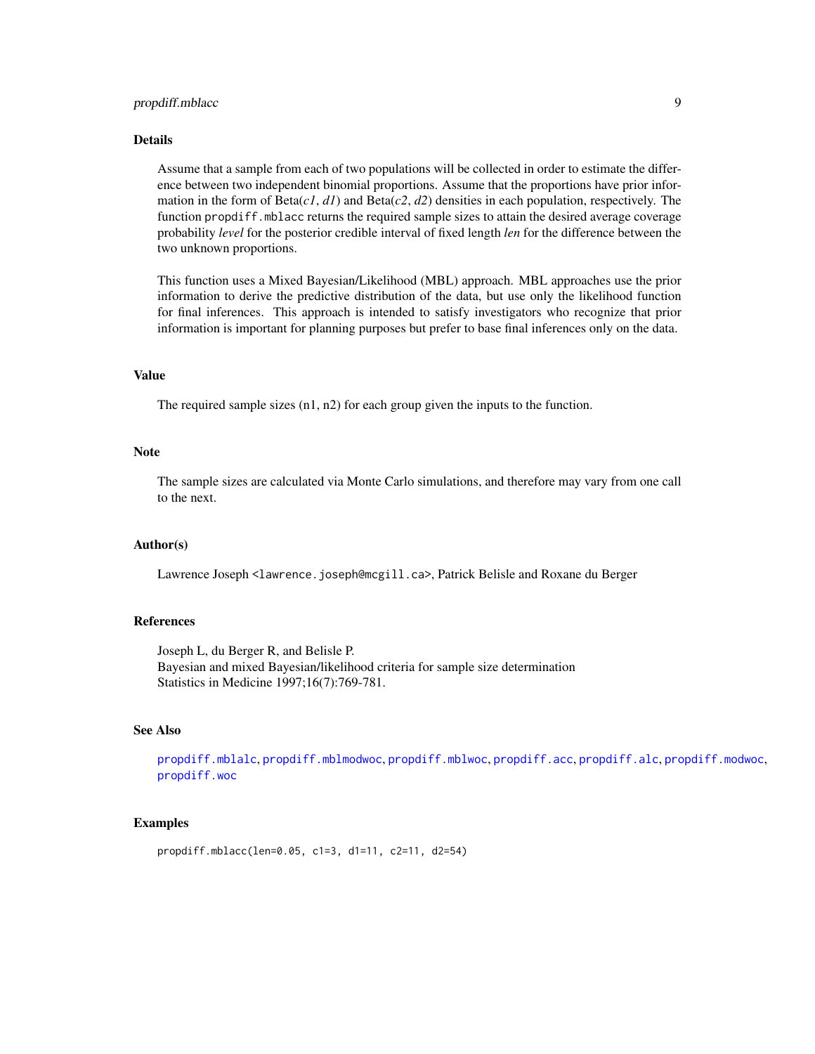## Details

Assume that a sample from each of two populations will be collected in order to estimate the difference between two independent binomial proportions. Assume that the proportions have prior information in the form of Beta(*c1*, *d1*) and Beta(*c2*, *d2*) densities in each population, respectively. The function `propdiff.mblacc` returns the required sample sizes to attain the desired average coverage probability *level* for the posterior credible interval of fixed length *len* for the difference between the two unknown proportions.

This function uses a Mixed Bayesian/Likelihood (MBL) approach. MBL approaches use the prior information to derive the predictive distribution of the data, but use only the likelihood function for final inferences. This approach is intended to satisfy investigators who recognize that prior information is important for planning purposes but prefer to base final inferences only on the data.

## Value

The required sample sizes (n1, n2) for each group given the inputs to the function.

## Note

The sample sizes are calculated via Monte Carlo simulations, and therefore may vary from one call to the next.

## Author(s)

Lawrence Joseph <lawrence.joseph@mcgill.ca>, Patrick Belisle and Roxane du Berger

## References

Joseph L, du Berger R, and Belisle P.
Bayesian and mixed Bayesian/likelihood criteria for sample size determination
Statistics in Medicine 1997;16(7):769-781.

## See Also

propdiff.mblalc, propdiff.mblmodwoc, propdiff.mblwoc, propdiff.acc, propdiff.alc, propdiff.modwoc, propdiff.woc

## Examples

```
propdiff.mblacc(len=0.05, c1=3, d1=11, c2=11, d2=54)
```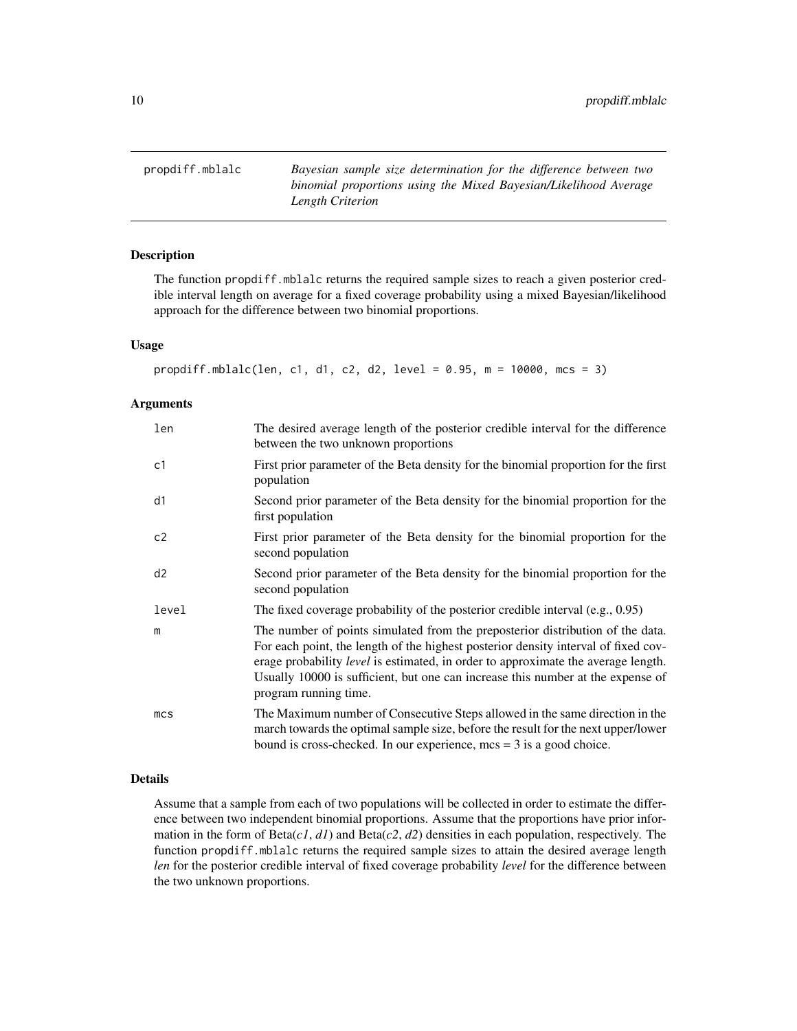propdiff.mblalc — *Bayesian sample size determination for the difference between two binomial proportions using the Mixed Bayesian/Likelihood Average Length Criterion*

## Description

The function `propdiff.mblalc` returns the required sample sizes to reach a given posterior credible interval length on average for a fixed coverage probability using a mixed Bayesian/likelihood approach for the difference between two binomial proportions.

## Usage

```
propdiff.mblalc(len, c1, d1, c2, d2, level = 0.95, m = 10000, mcs = 3)
```

## Arguments

| | |
|---|---|
| len | The desired average length of the posterior credible interval for the difference between the two unknown proportions |
| c1 | First prior parameter of the Beta density for the binomial proportion for the first population |
| d1 | Second prior parameter of the Beta density for the binomial proportion for the first population |
| c2 | First prior parameter of the Beta density for the binomial proportion for the second population |
| d2 | Second prior parameter of the Beta density for the binomial proportion for the second population |
| level | The fixed coverage probability of the posterior credible interval (e.g., 0.95) |
| m | The number of points simulated from the preposterior distribution of the data. For each point, the length of the highest posterior density interval of fixed coverage probability *level* is estimated, in order to approximate the average length. Usually 10000 is sufficient, but one can increase this number at the expense of program running time. |
| mcs | The Maximum number of Consecutive Steps allowed in the same direction in the march towards the optimal sample size, before the result for the next upper/lower bound is cross-checked. In our experience, mcs = 3 is a good choice. |

## Details

Assume that a sample from each of two populations will be collected in order to estimate the difference between two independent binomial proportions. Assume that the proportions have prior information in the form of Beta(*c1*, *d1*) and Beta(*c2*, *d2*) densities in each population, respectively. The function `propdiff.mblalc` returns the required sample sizes to attain the desired average length *len* for the posterior credible interval of fixed coverage probability *level* for the difference between the two unknown proportions.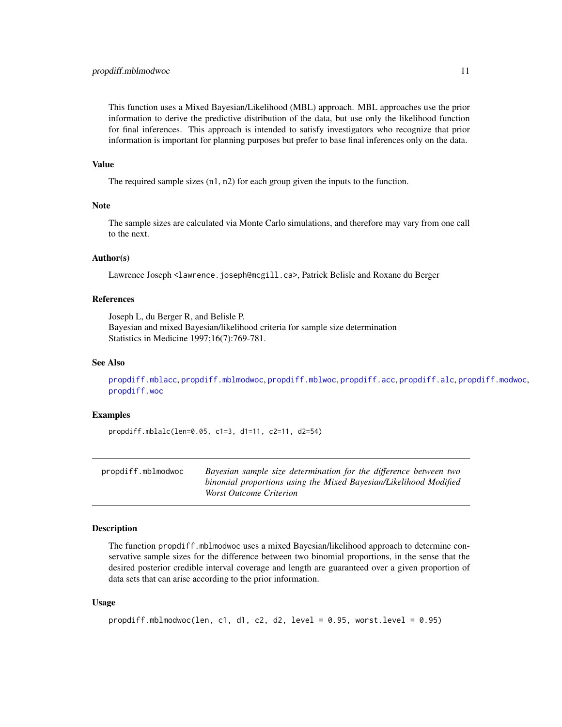This function uses a Mixed Bayesian/Likelihood (MBL) approach. MBL approaches use the prior information to derive the predictive distribution of the data, but use only the likelihood function for final inferences. This approach is intended to satisfy investigators who recognize that prior information is important for planning purposes but prefer to base final inferences only on the data.

### Value

The required sample sizes (n1, n2) for each group given the inputs to the function.

### Note

The sample sizes are calculated via Monte Carlo simulations, and therefore may vary from one call to the next.

### Author(s)

Lawrence Joseph <lawrence.joseph@mcgill.ca>, Patrick Belisle and Roxane du Berger

### References

Joseph L, du Berger R, and Belisle P.
Bayesian and mixed Bayesian/likelihood criteria for sample size determination
Statistics in Medicine 1997;16(7):769-781.

### See Also

propdiff.mblacc, propdiff.mblmodwoc, propdiff.mblwoc, propdiff.acc, propdiff.alc, propdiff.modwoc, propdiff.woc

### Examples

```
propdiff.mblalc(len=0.05, c1=3, d1=11, c2=11, d2=54)
```

---

## propdiff.mblmodwoc

*Bayesian sample size determination for the difference between two binomial proportions using the Mixed Bayesian/Likelihood Modified Worst Outcome Criterion*

### Description

The function propdiff.mblmodwoc uses a mixed Bayesian/likelihood approach to determine conservative sample sizes for the difference between two binomial proportions, in the sense that the desired posterior credible interval coverage and length are guaranteed over a given proportion of data sets that can arise according to the prior information.

### Usage

```
propdiff.mblmodwoc(len, c1, d1, c2, d2, level = 0.95, worst.level = 0.95)
```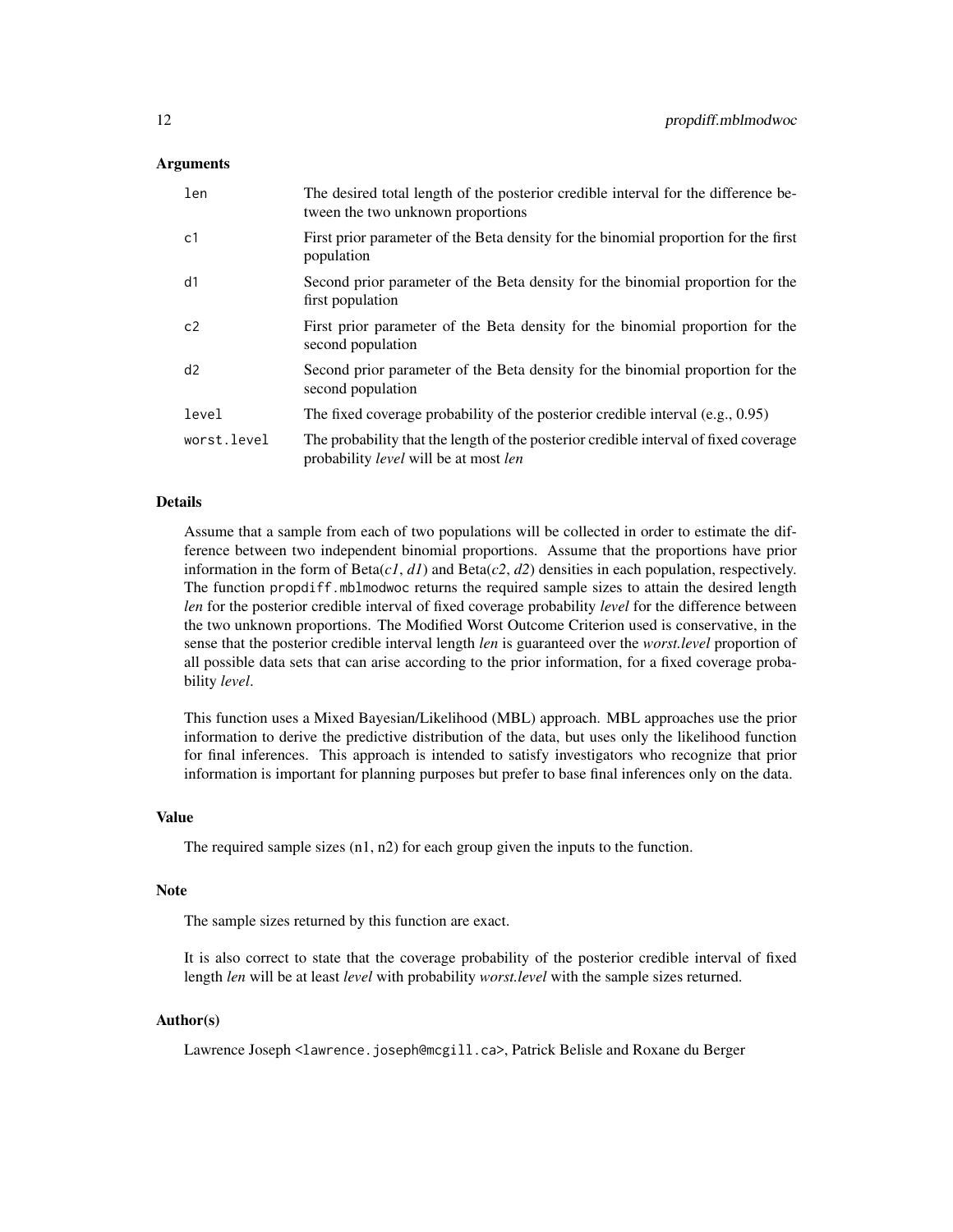## Arguments

| | |
|---|---|
| `len` | The desired total length of the posterior credible interval for the difference between the two unknown proportions |
| `c1` | First prior parameter of the Beta density for the binomial proportion for the first population |
| `d1` | Second prior parameter of the Beta density for the binomial proportion for the first population |
| `c2` | First prior parameter of the Beta density for the binomial proportion for the second population |
| `d2` | Second prior parameter of the Beta density for the binomial proportion for the second population |
| `level` | The fixed coverage probability of the posterior credible interval (e.g., 0.95) |
| `worst.level` | The probability that the length of the posterior credible interval of fixed coverage probability *level* will be at most *len* |

## Details

Assume that a sample from each of two populations will be collected in order to estimate the difference between two independent binomial proportions. Assume that the proportions have prior information in the form of Beta(*c1*, *d1*) and Beta(*c2*, *d2*) densities in each population, respectively. The function `propdiff.mblmodwoc` returns the required sample sizes to attain the desired length *len* for the posterior credible interval of fixed coverage probability *level* for the difference between the two unknown proportions. The Modified Worst Outcome Criterion used is conservative, in the sense that the posterior credible interval length *len* is guaranteed over the *worst.level* proportion of all possible data sets that can arise according to the prior information, for a fixed coverage probability *level*.

This function uses a Mixed Bayesian/Likelihood (MBL) approach. MBL approaches use the prior information to derive the predictive distribution of the data, but uses only the likelihood function for final inferences. This approach is intended to satisfy investigators who recognize that prior information is important for planning purposes but prefer to base final inferences only on the data.

## Value

The required sample sizes (n1, n2) for each group given the inputs to the function.

## Note

The sample sizes returned by this function are exact.

It is also correct to state that the coverage probability of the posterior credible interval of fixed length *len* will be at least *level* with probability *worst.level* with the sample sizes returned.

## Author(s)

Lawrence Joseph <`lawrence.joseph@mcgill.ca`>, Patrick Belisle and Roxane du Berger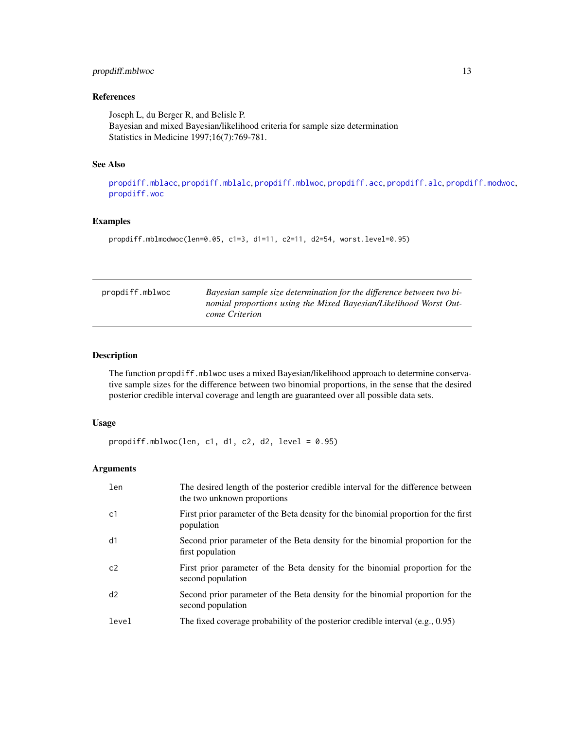### References

Joseph L, du Berger R, and Belisle P.
Bayesian and mixed Bayesian/likelihood criteria for sample size determination
Statistics in Medicine 1997;16(7):769-781.

### See Also

propdiff.mblacc, propdiff.mblalc, propdiff.mblwoc, propdiff.acc, propdiff.alc, propdiff.modwoc, propdiff.woc

### Examples

```
propdiff.mblmodwoc(len=0.05, c1=3, d1=11, c2=11, d2=54, worst.level=0.95)
```

---

## propdiff.mblwoc

*Bayesian sample size determination for the difference between two binomial proportions using the Mixed Bayesian/Likelihood Worst Outcome Criterion*

---

### Description

The function propdiff.mblwoc uses a mixed Bayesian/likelihood approach to determine conservative sample sizes for the difference between two binomial proportions, in the sense that the desired posterior credible interval coverage and length are guaranteed over all possible data sets.

### Usage

```
propdiff.mblwoc(len, c1, d1, c2, d2, level = 0.95)
```

### Arguments

| | |
|---|---|
| len | The desired length of the posterior credible interval for the difference between the two unknown proportions |
| c1 | First prior parameter of the Beta density for the binomial proportion for the first population |
| d1 | Second prior parameter of the Beta density for the binomial proportion for the first population |
| c2 | First prior parameter of the Beta density for the binomial proportion for the second population |
| d2 | Second prior parameter of the Beta density for the binomial proportion for the second population |
| level | The fixed coverage probability of the posterior credible interval (e.g., 0.95) |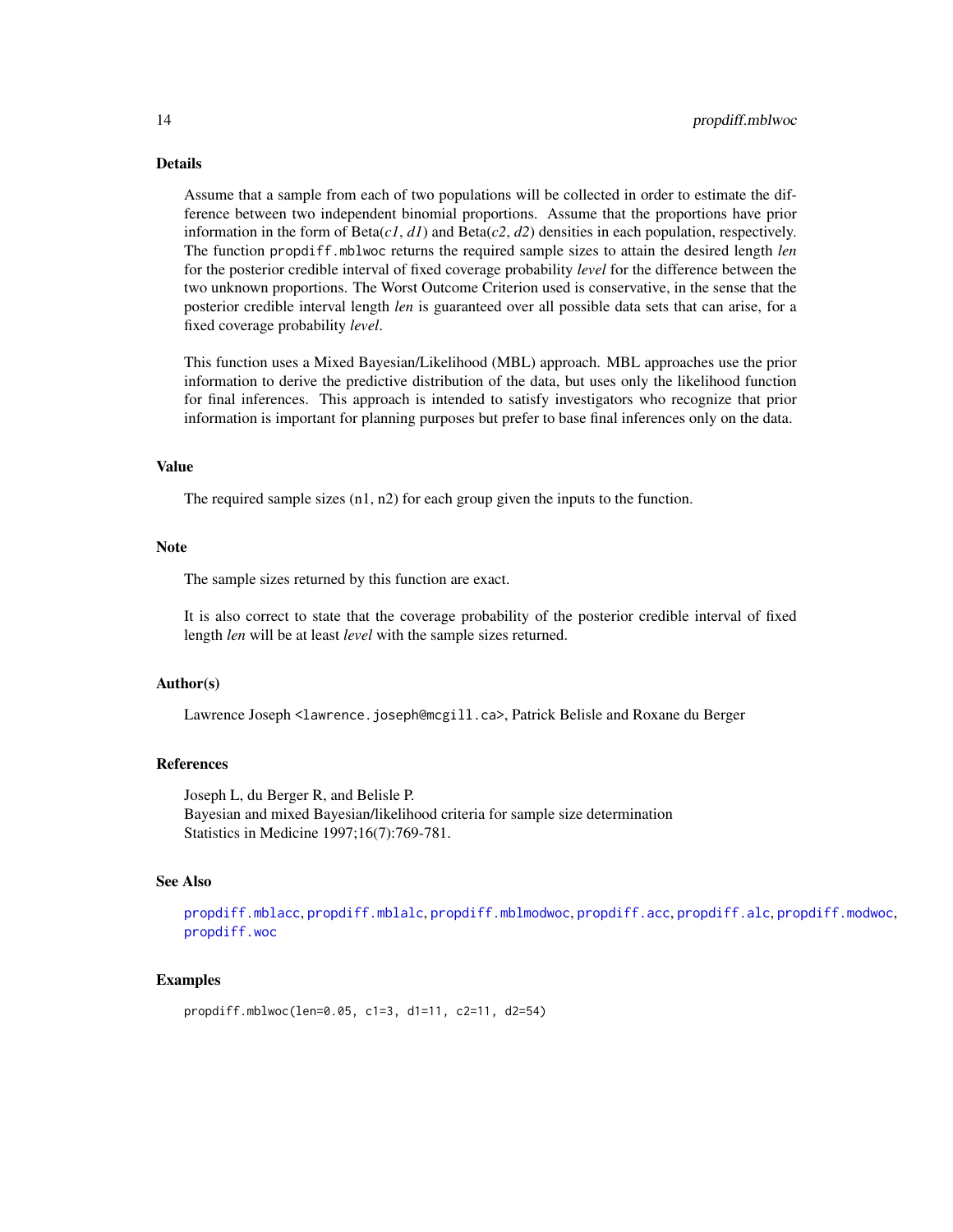## Details

Assume that a sample from each of two populations will be collected in order to estimate the difference between two independent binomial proportions. Assume that the proportions have prior information in the form of Beta(*c1*, *d1*) and Beta(*c2*, *d2*) densities in each population, respectively. The function `propdiff.mblwoc` returns the required sample sizes to attain the desired length *len* for the posterior credible interval of fixed coverage probability *level* for the difference between the two unknown proportions. The Worst Outcome Criterion used is conservative, in the sense that the posterior credible interval length *len* is guaranteed over all possible data sets that can arise, for a fixed coverage probability *level*.

This function uses a Mixed Bayesian/Likelihood (MBL) approach. MBL approaches use the prior information to derive the predictive distribution of the data, but uses only the likelihood function for final inferences. This approach is intended to satisfy investigators who recognize that prior information is important for planning purposes but prefer to base final inferences only on the data.

## Value

The required sample sizes (n1, n2) for each group given the inputs to the function.

## Note

The sample sizes returned by this function are exact.

It is also correct to state that the coverage probability of the posterior credible interval of fixed length *len* will be at least *level* with the sample sizes returned.

## Author(s)

Lawrence Joseph <lawrence.joseph@mcgill.ca>, Patrick Belisle and Roxane du Berger

## References

Joseph L, du Berger R, and Belisle P.
Bayesian and mixed Bayesian/likelihood criteria for sample size determination
Statistics in Medicine 1997;16(7):769-781.

## See Also

propdiff.mblacc, propdiff.mblalc, propdiff.mblmodwoc, propdiff.acc, propdiff.alc, propdiff.modwoc, propdiff.woc

## Examples

```
propdiff.mblwoc(len=0.05, c1=3, d1=11, c2=11, d2=54)
```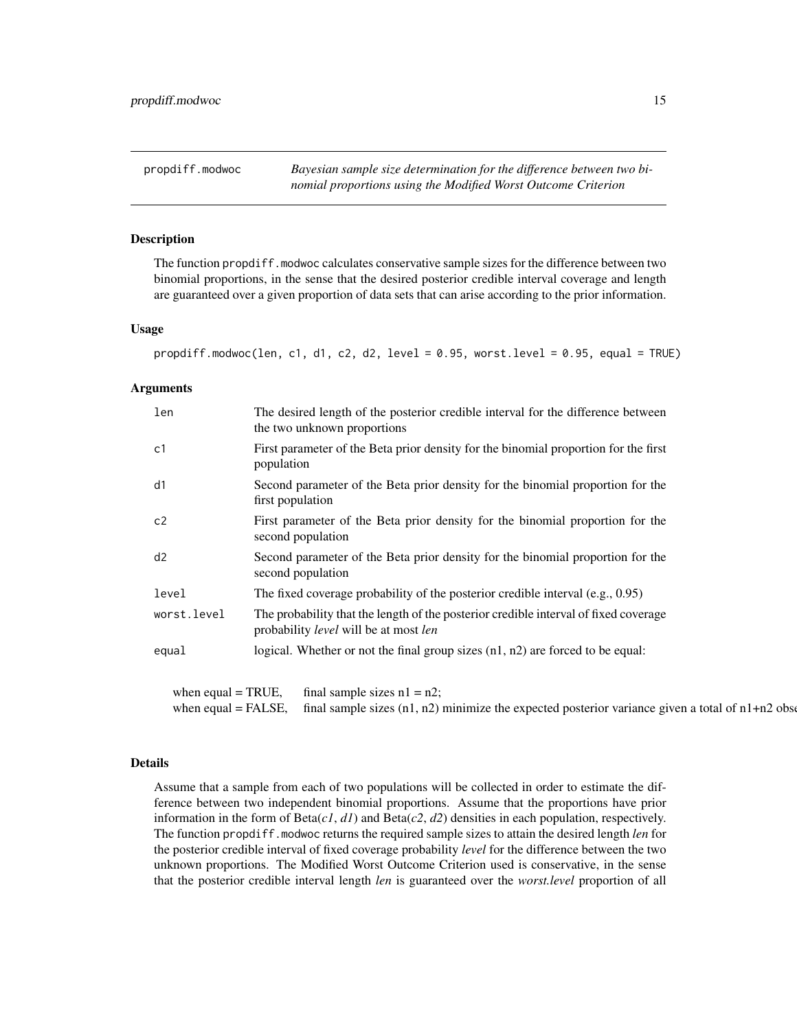## propdiff.modwoc

*Bayesian sample size determination for the difference between two binomial proportions using the Modified Worst Outcome Criterion*

### Description

The function `propdiff.modwoc` calculates conservative sample sizes for the difference between two binomial proportions, in the sense that the desired posterior credible interval coverage and length are guaranteed over a given proportion of data sets that can arise according to the prior information.

### Usage

```
propdiff.modwoc(len, c1, d1, c2, d2, level = 0.95, worst.level = 0.95, equal = TRUE)
```

### Arguments

| | |
|---|---|
| `len` | The desired length of the posterior credible interval for the difference between the two unknown proportions |
| `c1` | First parameter of the Beta prior density for the binomial proportion for the first population |
| `d1` | Second parameter of the Beta prior density for the binomial proportion for the first population |
| `c2` | First parameter of the Beta prior density for the binomial proportion for the second population |
| `d2` | Second parameter of the Beta prior density for the binomial proportion for the second population |
| `level` | The fixed coverage probability of the posterior credible interval (e.g., 0.95) |
| `worst.level` | The probability that the length of the posterior credible interval of fixed coverage probability *level* will be at most *len* |
| `equal` | logical. Whether or not the final group sizes (n1, n2) are forced to be equal: |

when equal = TRUE, final sample sizes n1 = n2;
when equal = FALSE, final sample sizes (n1, n2) minimize the expected posterior variance given a total of n1+n2 obse

### Details

Assume that a sample from each of two populations will be collected in order to estimate the difference between two independent binomial proportions. Assume that the proportions have prior information in the form of Beta(*c1*, *d1*) and Beta(*c2*, *d2*) densities in each population, respectively. The function `propdiff.modwoc` returns the required sample sizes to attain the desired length *len* for the posterior credible interval of fixed coverage probability *level* for the difference between the two unknown proportions. The Modified Worst Outcome Criterion used is conservative, in the sense that the posterior credible interval length *len* is guaranteed over the *worst.level* proportion of all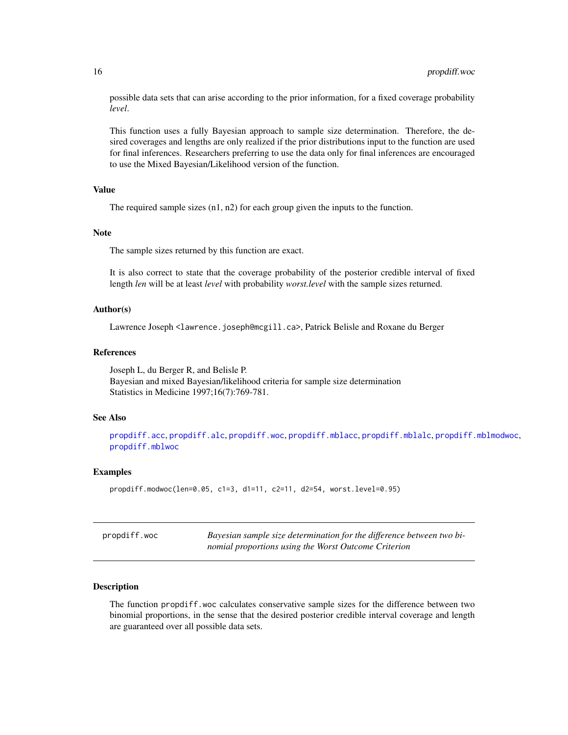possible data sets that can arise according to the prior information, for a fixed coverage probability *level*.

This function uses a fully Bayesian approach to sample size determination. Therefore, the desired coverages and lengths are only realized if the prior distributions input to the function are used for final inferences. Researchers preferring to use the data only for final inferences are encouraged to use the Mixed Bayesian/Likelihood version of the function.

### Value

The required sample sizes (n1, n2) for each group given the inputs to the function.

### Note

The sample sizes returned by this function are exact.

It is also correct to state that the coverage probability of the posterior credible interval of fixed length *len* will be at least *level* with probability *worst.level* with the sample sizes returned.

### Author(s)

Lawrence Joseph <lawrence.joseph@mcgill.ca>, Patrick Belisle and Roxane du Berger

### References

Joseph L, du Berger R, and Belisle P.
Bayesian and mixed Bayesian/likelihood criteria for sample size determination
Statistics in Medicine 1997;16(7):769-781.

### See Also

propdiff.acc, propdiff.alc, propdiff.woc, propdiff.mblacc, propdiff.mblalc, propdiff.mblmodwoc, propdiff.mblwoc

### Examples

```
propdiff.modwoc(len=0.05, c1=3, d1=11, c2=11, d2=54, worst.level=0.95)
```

---

## propdiff.woc — *Bayesian sample size determination for the difference between two binomial proportions using the Worst Outcome Criterion*

---

### Description

The function propdiff.woc calculates conservative sample sizes for the difference between two binomial proportions, in the sense that the desired posterior credible interval coverage and length are guaranteed over all possible data sets.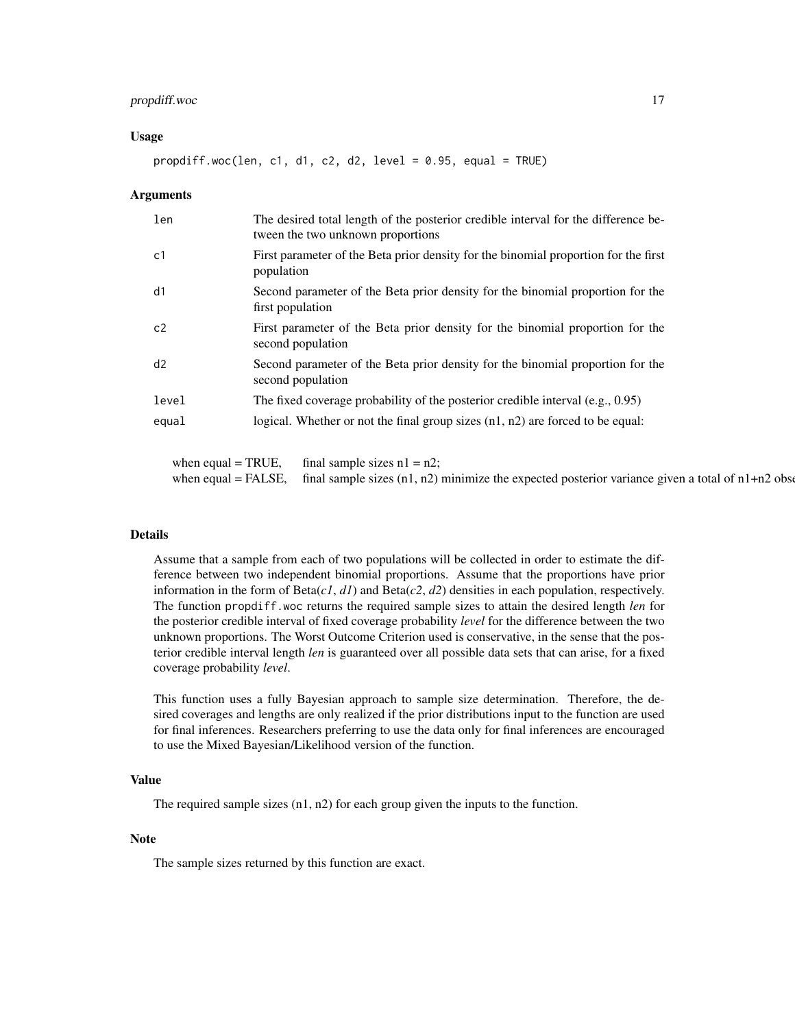### Usage

```
propdiff.woc(len, c1, d1, c2, d2, level = 0.95, equal = TRUE)
```

### Arguments

| | |
|---|---|
| `len` | The desired total length of the posterior credible interval for the difference between the two unknown proportions |
| `c1` | First parameter of the Beta prior density for the binomial proportion for the first population |
| `d1` | Second parameter of the Beta prior density for the binomial proportion for the first population |
| `c2` | First parameter of the Beta prior density for the binomial proportion for the second population |
| `d2` | Second parameter of the Beta prior density for the binomial proportion for the second population |
| `level` | The fixed coverage probability of the posterior credible interval (e.g., 0.95) |
| `equal` | logical. Whether or not the final group sizes (n1, n2) are forced to be equal: |

when equal = TRUE, final sample sizes n1 = n2;
when equal = FALSE, final sample sizes (n1, n2) minimize the expected posterior variance given a total of n1+n2 obse

### Details

Assume that a sample from each of two populations will be collected in order to estimate the difference between two independent binomial proportions. Assume that the proportions have prior information in the form of Beta(*c1*, *d1*) and Beta(*c2*, *d2*) densities in each population, respectively. The function `propdiff.woc` returns the required sample sizes to attain the desired length *len* for the posterior credible interval of fixed coverage probability *level* for the difference between the two unknown proportions. The Worst Outcome Criterion used is conservative, in the sense that the posterior credible interval length *len* is guaranteed over all possible data sets that can arise, for a fixed coverage probability *level*.

This function uses a fully Bayesian approach to sample size determination. Therefore, the desired coverages and lengths are only realized if the prior distributions input to the function are used for final inferences. Researchers preferring to use the data only for final inferences are encouraged to use the Mixed Bayesian/Likelihood version of the function.

### Value

The required sample sizes (n1, n2) for each group given the inputs to the function.

### Note

The sample sizes returned by this function are exact.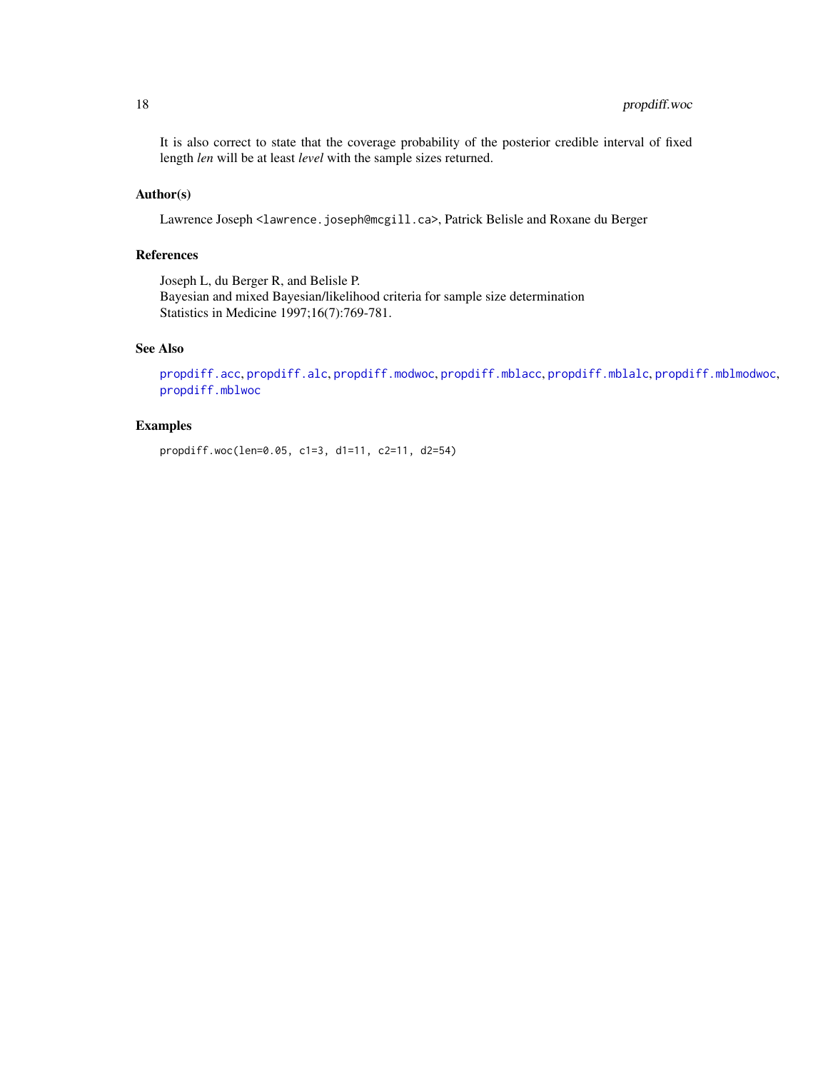It is also correct to state that the coverage probability of the posterior credible interval of fixed length *len* will be at least *level* with the sample sizes returned.

### Author(s)

Lawrence Joseph <lawrence.joseph@mcgill.ca>, Patrick Belisle and Roxane du Berger

### References

Joseph L, du Berger R, and Belisle P.
Bayesian and mixed Bayesian/likelihood criteria for sample size determination
Statistics in Medicine 1997;16(7):769-781.

### See Also

propdiff.acc, propdiff.alc, propdiff.modwoc, propdiff.mblacc, propdiff.mblalc, propdiff.mblmodwoc, propdiff.mblwoc

### Examples

```
propdiff.woc(len=0.05, c1=3, d1=11, c2=11, d2=54)
```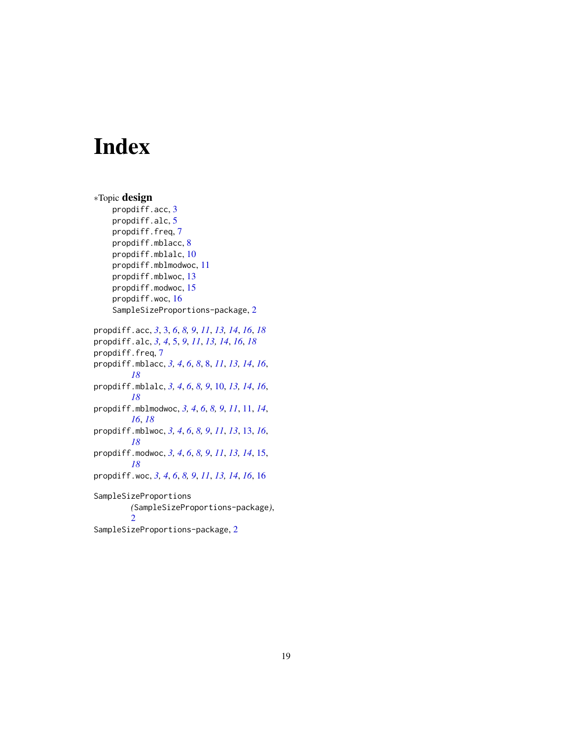# Index

∗Topic **design**

propdiff.acc, 3
propdiff.alc, 5
propdiff.freq, 7
propdiff.mblacc, 8
propdiff.mblalc, 10
propdiff.mblmodwoc, 11
propdiff.mblwoc, 13
propdiff.modwoc, 15
propdiff.woc, 16
SampleSizeProportions-package, 2

propdiff.acc, *3*, 3, *6*, *8, 9*, *11*, *13, 14*, *16*, *18*
propdiff.alc, *3, 4*, 5, *9*, *11*, *13, 14*, *16*, *18*
propdiff.freq, 7
propdiff.mblacc, *3, 4*, *6*, *8*, 8, *11*, *13, 14*, *16*, *18*
propdiff.mblalc, *3, 4*, *6*, *8, 9*, 10, *13, 14*, *16*, *18*
propdiff.mblmodwoc, *3, 4*, *6*, *8, 9*, *11*, 11, *14*, *16*, *18*
propdiff.mblwoc, *3, 4*, *6*, *8, 9*, *11*, *13*, 13, *16*, *18*
propdiff.modwoc, *3, 4*, *6*, *8, 9*, *11*, *13, 14*, 15, *18*
propdiff.woc, *3, 4*, *6*, *8, 9*, *11*, *13, 14*, *16*, 16

SampleSizeProportions (SampleSizeProportions-package), 2
SampleSizeProportions-package, 2